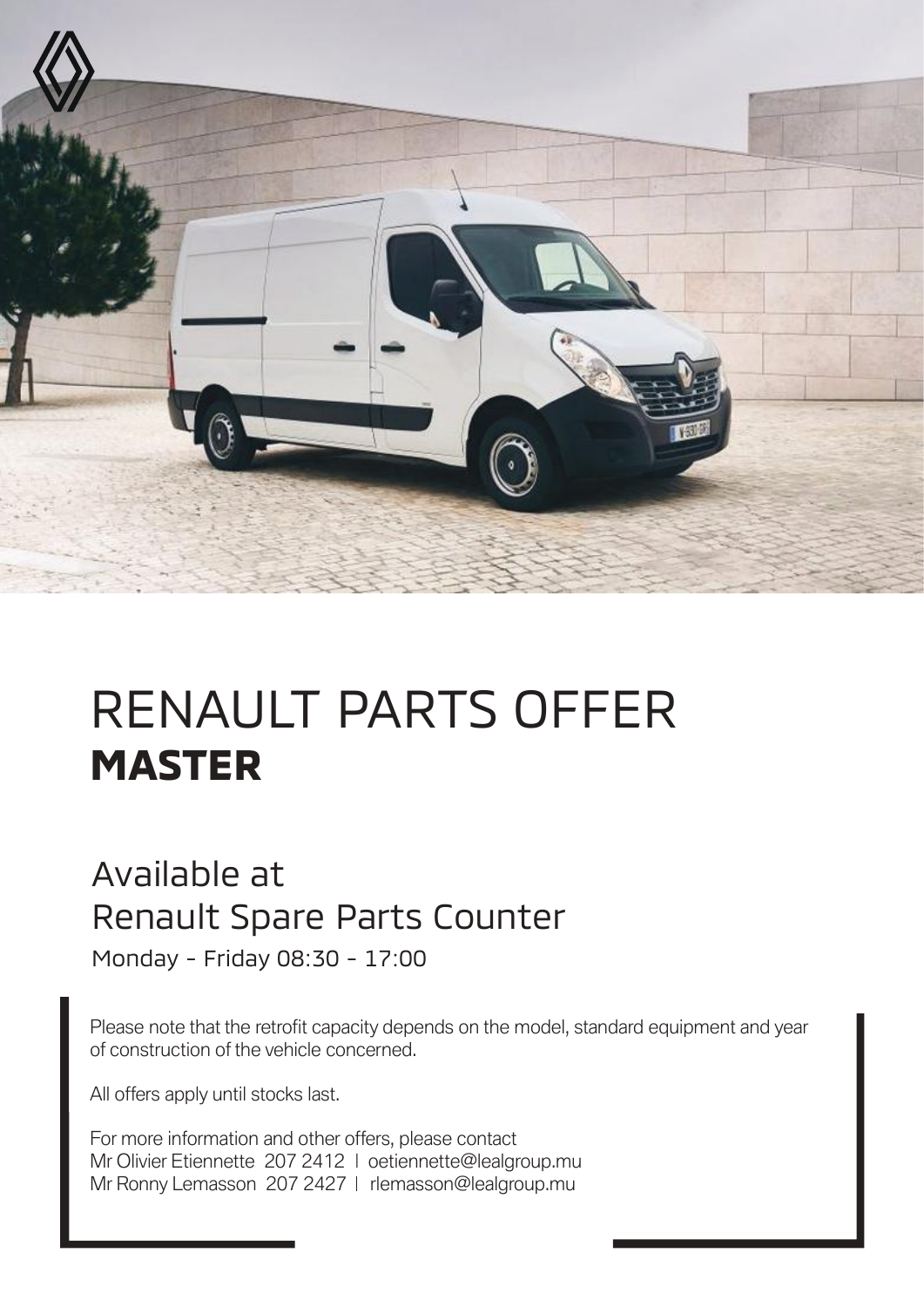# RENAULT PARTS OFFER
# **MASTER**

## Available at
## Renault Spare Parts Counter

Monday - Friday 08:30 - 17:00

Please note that the retrofit capacity depends on the model, standard equipment and year of construction of the vehicle concerned.

All offers apply until stocks last.

For more information and other offers, please contact
Mr Olivier Etiennette 207 2412 | oetiennette@lealgroup.mu
Mr Ronny Lemasson 207 2427 | rlemasson@lealgroup.mu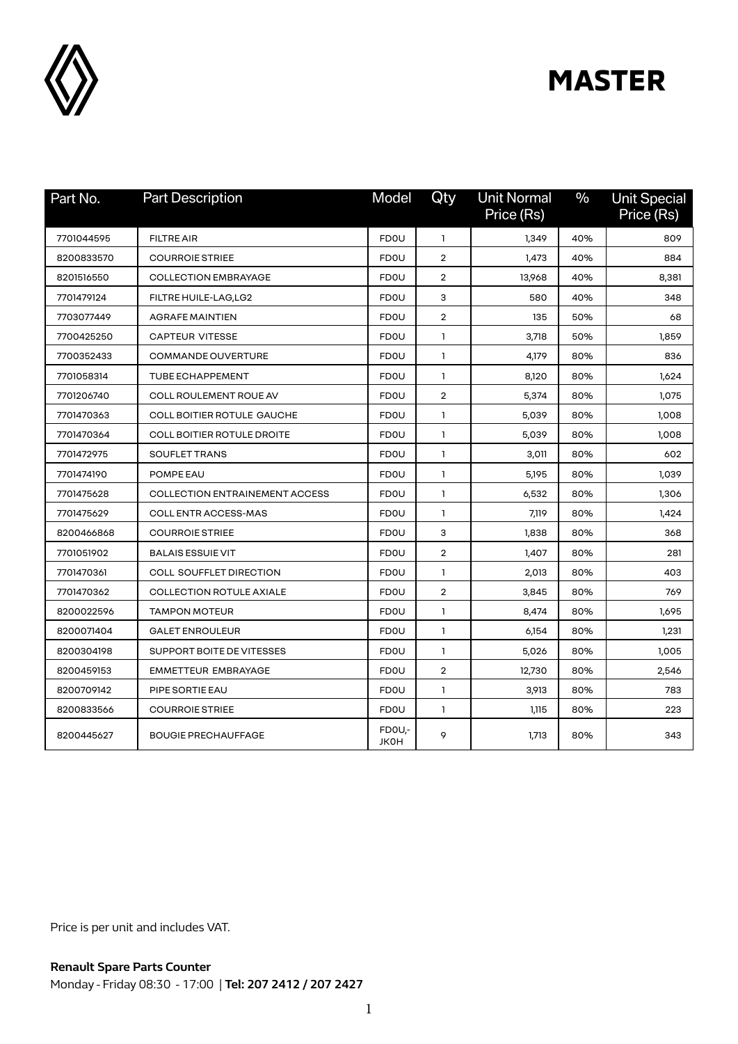# MASTER

| Part No. | Part Description | Model | Qty | Unit Normal Price (Rs) | % | Unit Special Price (Rs) |
|---|---|---|---|---|---|---|
| 7701044595 | FILTRE AIR | FD0U | 1 | 1,349 | 40% | 809 |
| 8200833570 | COURROIE STRIEE | FD0U | 2 | 1,473 | 40% | 884 |
| 8201516550 | COLLECTION EMBRAYAGE | FD0U | 2 | 13,968 | 40% | 8,381 |
| 7701479124 | FILTRE HUILE-LAG,LG2 | FD0U | 3 | 580 | 40% | 348 |
| 7703077449 | AGRAFE MAINTIEN | FD0U | 2 | 135 | 50% | 68 |
| 7700425250 | CAPTEUR VITESSE | FD0U | 1 | 3,718 | 50% | 1,859 |
| 7700352433 | COMMANDE OUVERTURE | FD0U | 1 | 4,179 | 80% | 836 |
| 7701058314 | TUBE ECHAPPEMENT | FD0U | 1 | 8,120 | 80% | 1,624 |
| 7701206740 | COLL ROULEMENT ROUE AV | FD0U | 2 | 5,374 | 80% | 1,075 |
| 7701470363 | COLL BOITIER ROTULE GAUCHE | FD0U | 1 | 5,039 | 80% | 1,008 |
| 7701470364 | COLL BOITIER ROTULE DROITE | FD0U | 1 | 5,039 | 80% | 1,008 |
| 7701472975 | SOUFLET TRANS | FD0U | 1 | 3,011 | 80% | 602 |
| 7701474190 | POMPE EAU | FD0U | 1 | 5,195 | 80% | 1,039 |
| 7701475628 | COLLECTION ENTRAINEMENT ACCESS | FD0U | 1 | 6,532 | 80% | 1,306 |
| 7701475629 | COLL ENTR ACCESS-MAS | FD0U | 1 | 7,119 | 80% | 1,424 |
| 8200466868 | COURROIE STRIEE | FD0U | 3 | 1,838 | 80% | 368 |
| 7701051902 | BALAIS ESSUIE VIT | FD0U | 2 | 1,407 | 80% | 281 |
| 7701470361 | COLL SOUFFLET DIRECTION | FD0U | 1 | 2,013 | 80% | 403 |
| 7701470362 | COLLECTION ROTULE AXIALE | FD0U | 2 | 3,845 | 80% | 769 |
| 8200022596 | TAMPON MOTEUR | FD0U | 1 | 8,474 | 80% | 1,695 |
| 8200071404 | GALET ENROULEUR | FD0U | 1 | 6,154 | 80% | 1,231 |
| 8200304198 | SUPPORT BOITE DE VITESSES | FD0U | 1 | 5,026 | 80% | 1,005 |
| 8200459153 | EMMETTEUR EMBRAYAGE | FD0U | 2 | 12,730 | 80% | 2,546 |
| 8200709142 | PIPE SORTIE EAU | FD0U | 1 | 3,913 | 80% | 783 |
| 8200833566 | COURROIE STRIEE | FD0U | 1 | 1,115 | 80% | 223 |
| 8200445627 | BOUGIE PRECHAUFFAGE | FD0U,-JK0H | 9 | 1,713 | 80% | 343 |

Price is per unit and includes VAT.

**Renault Spare Parts Counter**
Monday - Friday 08:30 - 17:00 | **Tel: 207 2412 / 207 2427**